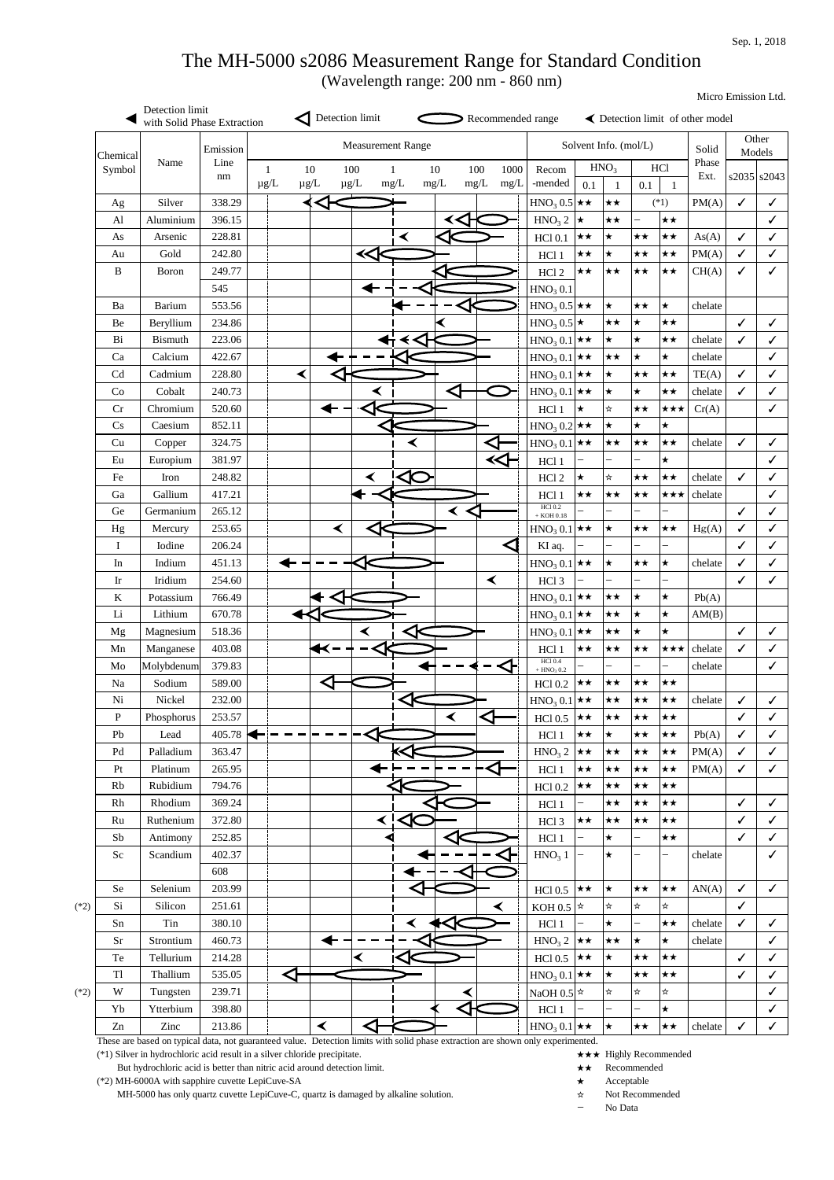Sep. 1, 2018

# The MH-5000 s2086 Measurement Range for Standard Condition

(Wavelength range: 200 nm - 860 nm)

Micro Emission Ltd.

Legend: ◀ Detection limit with Solid Phase Extraction; ◁ Detection limit; ⬭ Recommended range; ≺ Detection limit of other model

| Chemical Symbol | Name | Emission Line nm | Measurement Range (1 µg/L – 1000 mg/L) | Solvent Info. (mol/L) Recom-mended | $HNO_3$ 0.1 | $HNO_3$ 1 | HCl 0.1 | HCl 1 | Solid Phase Ext. | s2035 | s2043 |
|---|---|---|---|---|---|---|---|---|---|---|---|
| Ag | Silver | 338.29 | | $HNO_3$ 0.5 | ★★ | ★★ | (*1) | | PM(A) | ✓ | ✓ |
| Al | Aluminium | 396.15 | | $HNO_3$ 2 | ★ | ★★ | – | ★★ | | | ✓ |
| As | Arsenic | 228.81 | | HCl 0.1 | ★★ | ★ | ★★ | ★★ | As(A) | ✓ | ✓ |
| Au | Gold | 242.80 | | HCl 1 | ★★ | ★ | ★★ | ★★ | PM(A) | ✓ | ✓ |
| B | Boron | 249.77 | | HCl 2 | ★★ | ★★ | ★★ | ★★ | CH(A) | ✓ | ✓ |
| | | 545 | | $HNO_3$ 0.1 | | | | | | | |
| Ba | Barium | 553.56 | | $HNO_3$ 0.5 | ★★ | ★ | ★★ | ★ | chelate | | |
| Be | Beryllium | 234.86 | | $HNO_3$ 0.5 | ★ | ★★ | ★ | ★★ | | ✓ | ✓ |
| Bi | Bismuth | 223.06 | | $HNO_3$ 0.1 | ★★ | ★ | ★ | ★★ | chelate | ✓ | ✓ |
| Ca | Calcium | 422.67 | | $HNO_3$ 0.1 | ★★ | ★★ | ★ | ★ | chelate | | ✓ |
| Cd | Cadmium | 228.80 | | $HNO_3$ 0.1 | ★★ | ★ | ★★ | ★★ | TE(A) | ✓ | ✓ |
| Co | Cobalt | 240.73 | | $HNO_3$ 0.1 | ★★ | ★ | ★ | ★★ | chelate | ✓ | ✓ |
| Cr | Chromium | 520.60 | | HCl 1 | ★ | ☆ | ★★ | ★★★ | Cr(A) | | ✓ |
| Cs | Caesium | 852.11 | | $HNO_3$ 0.2 | ★★ | ★ | ★ | ★ | | | |
| Cu | Copper | 324.75 | | $HNO_3$ 0.1 | ★★ | ★★ | ★★ | ★★ | chelate | ✓ | ✓ |
| Eu | Europium | 381.97 | | HCl 1 | – | – | – | ★ | | | ✓ |
| Fe | Iron | 248.82 | | HCl 2 | ★ | ☆ | ★★ | ★★ | chelate | ✓ | ✓ |
| Ga | Gallium | 417.21 | | HCl 1 | ★★ | ★★ | ★★ | ★★★ | chelate | | ✓ |
| Ge | Germanium | 265.12 | | HCl 0.2 + KOH 0.18 | – | – | – | – | | ✓ | ✓ |
| Hg | Mercury | 253.65 | | $HNO_3$ 0.1 | ★★ | ★ | ★★ | ★★ | Hg(A) | ✓ | ✓ |
| I | Iodine | 206.24 | | KI aq. | – | – | – | – | | ✓ | ✓ |
| In | Indium | 451.13 | | $HNO_3$ 0.1 | ★★ | ★ | ★★ | ★ | chelate | ✓ | ✓ |
| Ir | Iridium | 254.60 | | HCl 3 | – | – | – | – | | ✓ | ✓ |
| K | Potassium | 766.49 | | $HNO_3$ 0.1 | ★★ | ★★ | ★ | ★ | Pb(A) | | |
| Li | Lithium | 670.78 | | $HNO_3$ 0.1 | ★★ | ★★ | ★ | ★ | AM(B) | | |
| Mg | Magnesium | 518.36 | | $HNO_3$ 0.1 | ★★ | ★★ | ★ | ★ | | ✓ | ✓ |
| Mn | Manganese | 403.08 | | HCl 1 | ★★ | ★★ | ★★ | ★★★ | chelate | ✓ | ✓ |
| Mo | Molybdenum | 379.83 | | HCl 0.4 + $HNO_3$ 0.2 | – | – | – | – | chelate | | ✓ |
| Na | Sodium | 589.00 | | HCl 0.2 | ★★ | ★★ | ★★ | ★★ | | | |
| Ni | Nickel | 232.00 | | $HNO_3$ 0.1 | ★★ | ★★ | ★★ | ★★ | chelate | ✓ | ✓ |
| P | Phosphorus | 253.57 | | HCl 0.5 | ★★ | ★★ | ★★ | ★★ | | ✓ | ✓ |
| Pb | Lead | 405.78 | | HCl 1 | ★★ | ★ | ★★ | ★★ | Pb(A) | ✓ | ✓ |
| Pd | Palladium | 363.47 | | $HNO_3$ 2 | ★★ | ★★ | ★★ | ★★ | PM(A) | ✓ | ✓ |
| Pt | Platinum | 265.95 | | HCl 1 | ★★ | ★★ | ★★ | ★★ | PM(A) | ✓ | ✓ |
| Rb | Rubidium | 794.76 | | HCl 0.2 | ★★ | ★★ | ★★ | ★★ | | | |
| Rh | Rhodium | 369.24 | | HCl 1 | – | ★★ | ★★ | ★★ | | ✓ | ✓ |
| Ru | Ruthenium | 372.80 | | HCl 3 | ★★ | ★★ | ★★ | ★★ | | ✓ | ✓ |
| Sb | Antimony | 252.85 | | HCl 1 | – | ★ | – | ★★ | | ✓ | ✓ |
| Sc | Scandium | 402.37 | | $HNO_3$ 1 | – | ★ | – | – | chelate | | ✓ |
| | | 608 | | | | | | | | | |
| Se | Selenium | 203.99 | | HCl 0.5 | ★★ | ★ | ★★ | ★★ | AN(A) | ✓ | ✓ |
| Si (*2) | Silicon | 251.61 | | KOH 0.5 | ☆ | ☆ | ☆ | ☆ | | ✓ | |
| Sn | Tin | 380.10 | | HCl 1 | – | ★ | – | ★★ | chelate | ✓ | ✓ |
| Sr | Strontium | 460.73 | | $HNO_3$ 2 | ★★ | ★★ | ★ | ★ | chelate | | ✓ |
| Te | Tellurium | 214.28 | | HCl 0.5 | ★★ | ★ | ★★ | ★★ | | ✓ | ✓ |
| Tl | Thallium | 535.05 | | $HNO_3$ 0.1 | ★★ | ★ | ★★ | ★★ | | ✓ | ✓ |
| W (*2) | Tungsten | 239.71 | | NaOH 0.5 | ☆ | ☆ | ☆ | ☆ | | | ✓ |
| Yb | Ytterbium | 398.80 | | HCl 1 | – | – | – | ★ | | | ✓ |
| Zn | Zinc | 213.86 | | $HNO_3$ 0.1 | ★★ | ★ | ★★ | ★★ | chelate | ✓ | ✓ |

These are based on typical data, not guaranteed value. Detection limits with solid phase extraction are shown only experimented.

(*1) Silver in hydrochloric acid result in a silver chloride precipitate.
But hydrochloric acid is better than nitric acid around detection limit.

(*2) MH-6000A with sapphire cuvette LepiCuve-SA
MH-5000 has only quartz cuvette LepiCuve-C, quartz is damaged by alkaline solution.

★★★ Highly Recommended
★★ Recommended
★ Acceptable
☆ Not Recommended
– No Data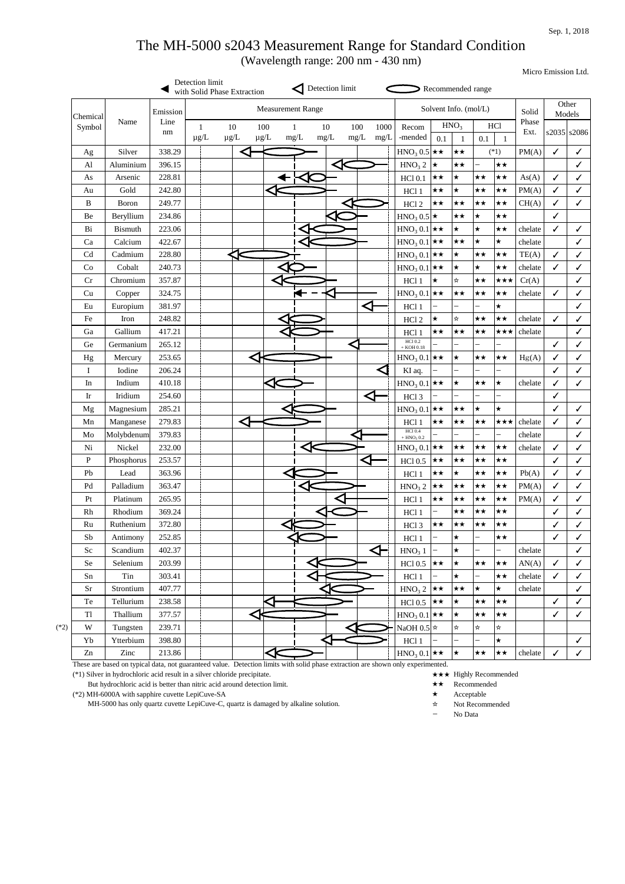Sep. 1, 2018

# The MH-5000 s2043 Measurement Range for Standard Condition

(Wavelength range: 200 nm - 430 nm)

Micro Emission Ltd.

◀ Detection limit with Solid Phase Extraction ◁ Detection limit ⬭ Recommended range

| Chemical Symbol | Name | Emission Line nm | Measurement Range (1 μg/L – 1000 mg/L) | Recom-mended | $HNO_3$ 0.1 | $HNO_3$ 1 | HCl 0.1 | HCl 1 | Solid Phase Ext. | s2035 | s2086 |
|---|---|---|---|---|---|---|---|---|---|---|---|
| Ag | Silver | 338.29 | | $HNO_3$ 0.5 | ★★ | ★★ | (*1) | | PM(A) | ✓ | ✓ |
| Al | Aluminium | 396.15 | | $HNO_3$ 2 | ★ | ★★ | – | ★★ | | | ✓ |
| As | Arsenic | 228.81 | | HCl 0.1 | ★★ | ★ | ★★ | ★★ | As(A) | ✓ | ✓ |
| Au | Gold | 242.80 | | HCl 1 | ★★ | ★ | ★★ | ★★ | PM(A) | ✓ | ✓ |
| B | Boron | 249.77 | | HCl 2 | ★★ | ★★ | ★★ | ★★ | CH(A) | ✓ | ✓ |
| Be | Beryllium | 234.86 | | $HNO_3$ 0.5 | ★ | ★★ | ★ | ★★ | | ✓ | |
| Bi | Bismuth | 223.06 | | $HNO_3$ 0.1 | ★★ | ★ | ★ | ★★ | chelate | ✓ | ✓ |
| Ca | Calcium | 422.67 | | $HNO_3$ 0.1 | ★★ | ★★ | ★ | ★ | chelate | | ✓ |
| Cd | Cadmium | 228.80 | | $HNO_3$ 0.1 | ★★ | ★ | ★★ | ★★ | TE(A) | ✓ | ✓ |
| Co | Cobalt | 240.73 | | $HNO_3$ 0.1 | ★★ | ★ | ★ | ★★ | chelate | ✓ | ✓ |
| Cr | Chromium | 357.87 | | HCl 1 | ★ | ☆ | ★★ | ★★★ | Cr(A) | | ✓ |
| Cu | Copper | 324.75 | | $HNO_3$ 0.1 | ★★ | ★★ | ★★ | ★★ | chelate | ✓ | ✓ |
| Eu | Europium | 381.97 | | HCl 1 | – | – | – | ★ | | | ✓ |
| Fe | Iron | 248.82 | | HCl 2 | ★ | ☆ | ★★ | ★★ | chelate | ✓ | ✓ |
| Ga | Gallium | 417.21 | | HCl 1 | ★★ | ★★ | ★★ | ★★★ | chelate | | ✓ |
| Ge | Germanium | 265.12 | | HCl 0.2 + KOH 0.18 | – | – | – | – | | ✓ | ✓ |
| Hg | Mercury | 253.65 | | $HNO_3$ 0.1 | ★★ | ★ | ★★ | ★★ | Hg(A) | ✓ | ✓ |
| I | Iodine | 206.24 | | KI aq. | – | – | – | – | | ✓ | ✓ |
| In | Indium | 410.18 | | $HNO_3$ 0.1 | ★★ | ★ | ★★ | ★ | chelate | ✓ | ✓ |
| Ir | Iridium | 254.60 | | HCl 3 | – | – | – | – | | ✓ | |
| Mg | Magnesium | 285.21 | | $HNO_3$ 0.1 | ★★ | ★★ | ★ | ★ | | ✓ | ✓ |
| Mn | Manganese | 279.83 | | HCl 1 | ★★ | ★★ | ★★ | ★★★ | chelate | ✓ | ✓ |
| Mo | Molybdenum | 379.83 | | HCl 0.4 + $HNO_3$ 0.2 | – | – | – | – | chelate | | ✓ |
| Ni | Nickel | 232.00 | | $HNO_3$ 0.1 | ★★ | ★★ | ★★ | ★★ | chelate | ✓ | ✓ |
| P | Phosphorus | 253.57 | | HCl 0.5 | ★★ | ★★ | ★★ | ★★ | | ✓ | ✓ |
| Pb | Lead | 363.96 | | HCl 1 | ★★ | ★ | ★★ | ★★ | Pb(A) | ✓ | ✓ |
| Pd | Palladium | 363.47 | | $HNO_3$ 2 | ★★ | ★★ | ★★ | ★★ | PM(A) | ✓ | ✓ |
| Pt | Platinum | 265.95 | | HCl 1 | ★★ | ★★ | ★★ | ★★ | PM(A) | ✓ | ✓ |
| Rh | Rhodium | 369.24 | | HCl 1 | – | ★★ | ★★ | ★★ | | ✓ | ✓ |
| Ru | Ruthenium | 372.80 | | HCl 3 | ★★ | ★★ | ★★ | ★★ | | ✓ | ✓ |
| Sb | Antimony | 252.85 | | HCl 1 | – | ★ | – | ★★ | | ✓ | ✓ |
| Sc | Scandium | 402.37 | | $HNO_3$ 1 | – | ★ | – | – | chelate | | ✓ |
| Se | Selenium | 203.99 | | HCl 0.5 | ★★ | ★ | ★★ | ★★ | AN(A) | ✓ | ✓ |
| Sn | Tin | 303.41 | | HCl 1 | – | ★ | – | ★★ | chelate | ✓ | ✓ |
| Sr | Strontium | 407.77 | | $HNO_3$ 2 | ★★ | ★★ | ★ | ★ | chelate | | ✓ |
| Te | Tellurium | 238.58 | | HCl 0.5 | ★★ | ★ | ★★ | ★★ | | ✓ | ✓ |
| Tl | Thallium | 377.57 | | $HNO_3$ 0.1 | ★★ | ★ | ★★ | ★★ | | ✓ | ✓ |
| W (*2) | Tungsten | 239.71 | | NaOH 0.5 | ☆ | ☆ | ☆ | ☆ | | | |
| Yb | Ytterbium | 398.80 | | HCl 1 | – | – | – | ★ | | | ✓ |
| Zn | Zinc | 213.86 | | $HNO_3$ 0.1 | ★★ | ★ | ★★ | ★★ | chelate | ✓ | ✓ |

These are based on typical data, not guaranteed value. Detection limits with solid phase extraction are shown only experimented.

(*1) Silver in hydrochloric acid result in a silver chloride precipitate.
But hydrochloric acid is better than nitric acid around detection limit.

(*2) MH-6000A with sapphire cuvette LepiCuve-SA
MH-5000 has only quartz cuvette LepiCuve-C, quartz is damaged by alkaline solution.

★★★ Highly Recommended
★★ Recommended
★ Acceptable
☆ Not Recommended
– No Data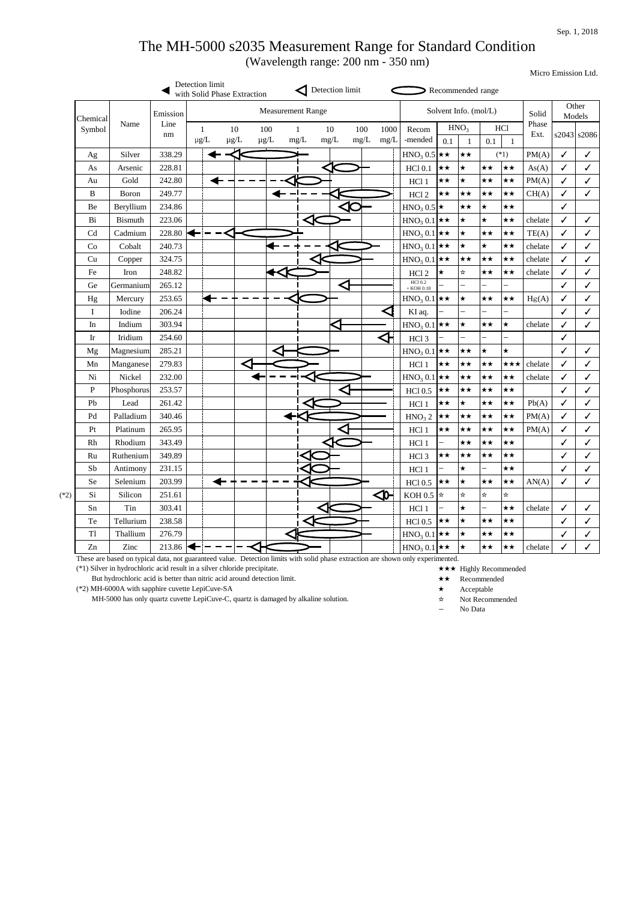Sep. 1, 2018

# The MH-5000 s2035 Measurement Range for Standard Condition

## (Wavelength range: 200 nm - 350 nm)

Micro Emission Ltd.

◀ Detection limit with Solid Phase Extraction　◁ Detection limit　⬭ Recommended range

| Chemical Symbol | Name | Emission Line nm | Measurement Range (1 μg/L – 10 μg/L – 100 μg/L – 1 mg/L – 10 mg/L – 100 mg/L – 1000 mg/L) | Solvent Info. (mol/L) Recom-mended | $HNO_3$ 0.1 | $HNO_3$ 1 | HCl 0.1 | HCl 1 | Solid Phase Ext. | Other Models s2043 | Other Models s2086 |
|---|---|---|---|---|---|---|---|---|---|---|---|
| Ag | Silver | 338.29 | | $HNO_3$ 0.5 | ★★ | ★★ | (*1) | | PM(A) | ✓ | ✓ |
| As | Arsenic | 228.81 | | HCl 0.1 | ★★ | ★ | ★★ | ★★ | As(A) | ✓ | ✓ |
| Au | Gold | 242.80 | | HCl 1 | ★★ | ★ | ★★ | ★★ | PM(A) | ✓ | ✓ |
| B | Boron | 249.77 | | HCl 2 | ★★ | ★★ | ★★ | ★★ | CH(A) | ✓ | ✓ |
| Be | Beryllium | 234.86 | | $HNO_3$ 0.5 | ★ | ★★ | ★ | ★★ | | ✓ | |
| Bi | Bismuth | 223.06 | | $HNO_3$ 0.1 | ★★ | ★ | ★ | ★★ | chelate | ✓ | ✓ |
| Cd | Cadmium | 228.80 | | $HNO_3$ 0.1 | ★★ | ★ | ★★ | ★★ | TE(A) | ✓ | ✓ |
| Co | Cobalt | 240.73 | | $HNO_3$ 0.1 | ★★ | ★ | ★ | ★★ | chelate | ✓ | ✓ |
| Cu | Copper | 324.75 | | $HNO_3$ 0.1 | ★★ | ★★ | ★★ | ★★ | chelate | ✓ | ✓ |
| Fe | Iron | 248.82 | | HCl 2 | ★ | ☆ | ★★ | ★★ | chelate | ✓ | ✓ |
| Ge | Germanium | 265.12 | | HCl 0.2 + KOH 0.18 | – | – | – | – | | ✓ | ✓ |
| Hg | Mercury | 253.65 | | $HNO_3$ 0.1 | ★★ | ★ | ★★ | ★★ | Hg(A) | ✓ | ✓ |
| I | Iodine | 206.24 | | KI aq. | – | – | – | – | | ✓ | ✓ |
| In | Indium | 303.94 | | $HNO_3$ 0.1 | ★★ | ★ | ★★ | ★ | chelate | ✓ | ✓ |
| Ir | Iridium | 254.60 | | HCl 3 | – | – | – | – | | ✓ | |
| Mg | Magnesium | 285.21 | | $HNO_3$ 0.1 | ★★ | ★★ | ★ | ★ | | ✓ | ✓ |
| Mn | Manganese | 279.83 | | HCl 1 | ★★ | ★★ | ★★ | ★★★ | chelate | ✓ | ✓ |
| Ni | Nickel | 232.00 | | $HNO_3$ 0.1 | ★★ | ★★ | ★★ | ★★ | chelate | ✓ | ✓ |
| P | Phosphorus | 253.57 | | HCl 0.5 | ★★ | ★★ | ★★ | ★★ | | ✓ | ✓ |
| Pb | Lead | 261.42 | | HCl 1 | ★★ | ★ | ★★ | ★★ | Pb(A) | ✓ | ✓ |
| Pd | Palladium | 340.46 | | $HNO_3$ 2 | ★★ | ★★ | ★★ | ★★ | PM(A) | ✓ | ✓ |
| Pt | Platinum | 265.95 | | HCl 1 | ★★ | ★★ | ★★ | ★★ | PM(A) | ✓ | ✓ |
| Rh | Rhodium | 343.49 | | HCl 1 | – | ★★ | ★★ | ★★ | | ✓ | ✓ |
| Ru | Ruthenium | 349.89 | | HCl 3 | ★★ | ★★ | ★★ | ★★ | | ✓ | ✓ |
| Sb | Antimony | 231.15 | | HCl 1 | – | ★ | – | ★★ | | ✓ | ✓ |
| Se | Selenium | 203.99 | | HCl 0.5 | ★★ | ★ | ★★ | ★★ | AN(A) | ✓ | ✓ |
| Si (*2) | Silicon | 251.61 | | KOH 0.5 | ☆ | ☆ | ☆ | ☆ | | | |
| Sn | Tin | 303.41 | | HCl 1 | – | ★ | – | ★★ | chelate | ✓ | ✓ |
| Te | Tellurium | 238.58 | | HCl 0.5 | ★★ | ★ | ★★ | ★★ | | ✓ | ✓ |
| Tl | Thallium | 276.79 | | $HNO_3$ 0.1 | ★★ | ★ | ★★ | ★★ | | ✓ | ✓ |
| Zn | Zinc | 213.86 | | $HNO_3$ 0.1 | ★★ | ★ | ★★ | ★★ | chelate | ✓ | ✓ |

These are based on typical data, not guaranteed value. Detection limits with solid phase extraction are shown only experimented.

(*1) Silver in hydrochloric acid result in a silver chloride precipitate.
But hydrochloric acid is better than nitric acid around detection limit.

(*2) MH-6000A with sapphire cuvette LepiCuve-SA
MH-5000 has only quartz cuvette LepiCuve-C, quartz is damaged by alkaline solution.

★★★ Highly Recommended
★★ Recommended
★ Acceptable
☆ Not Recommended
– No Data